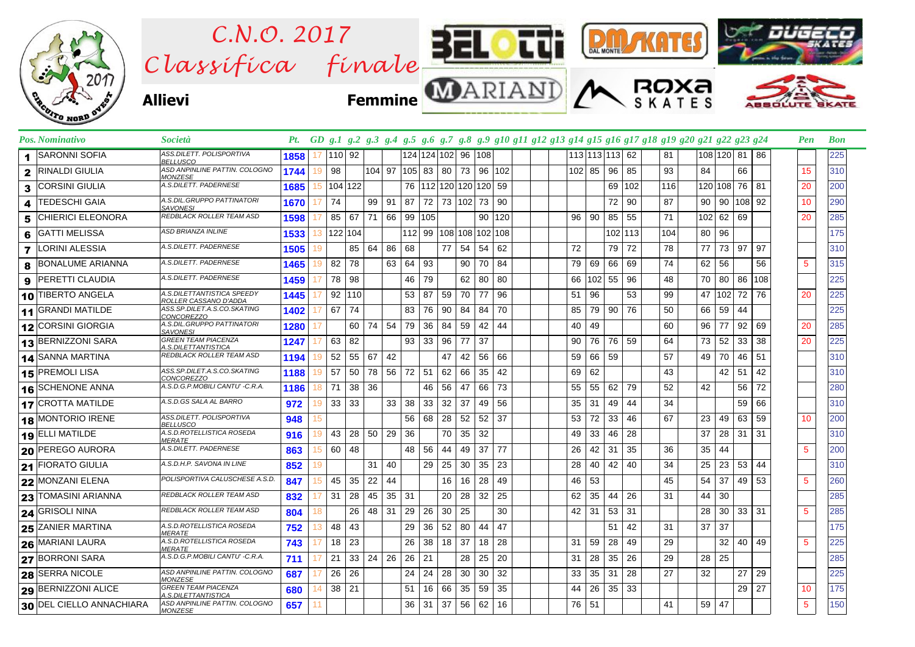# C.N.O. 2017 Classifica finale

**Allievi** **Femmine**

| Pos. | Nominativo | Società | Pt. | GD | g.1 | g.2 | g.3 | g.4 | g.5 | g.6 | g.7 | g.8 | g.9 | g.10 | g.11 | g.12 | g.13 | g.14 | g.15 | g.16 | g.17 | g.18 | g.19 | g.20 | g.21 | g.22 | g.23 | g.24 | Pen | Bon |
|---|---|---|---|---|---|---|---|---|---|---|---|---|---|---|---|---|---|---|---|---|---|---|---|---|---|---|---|---|---|---|
| 1 | SARONNI SOFIA | ASS.DILETT. POLISPORTIVA BELLUSCO | 1858 | 17 | 110 | 92 | | | 124 | 124 | 102 | 96 | 108 | | | | | 113 | 113 | 113 | 62 | | 81 | | 108 | 120 | 81 | 86 | | 225 |
| 2 | RINALDI GIULIA | ASD ANPINLINE PATTIN. COLOGNO MONZESE | 1744 | 19 | 98 | | 104 | 97 | 105 | 83 | 80 | 73 | 96 | 102 | | | | 102 | 85 | 96 | 85 | | 93 | | 84 | | 66 | | 15 | 310 |
| 3 | CORSINI GIULIA | A.S.DILETT. PADERNESE | 1685 | 15 | 104 | 122 | | | 76 | 112 | 120 | 120 | 120 | 59 | | | | | | 69 | 102 | | 116 | | 120 | 108 | 76 | 81 | 20 | 200 |
| 4 | TEDESCHI GAIA | A.S.DIL.GRUPPO PATTINATORI SAVONESI | 1670 | 17 | 74 | | 99 | 91 | 87 | 72 | 73 | 102 | 73 | 90 | | | | | | 72 | 90 | | 87 | | 90 | 90 | 108 | 92 | 10 | 290 |
| 5 | CHIERICI ELEONORA | REDBLACK ROLLER TEAM ASD | 1598 | 17 | 85 | 67 | 71 | 66 | 99 | 105 | | | 90 | 120 | | | | 96 | 90 | 85 | 55 | | 71 | | 102 | 62 | 69 | | 20 | 285 |
| 6 | GATTI MELISSA | ASD BRIANZA INLINE | 1533 | 13 | 122 | 104 | | | 112 | 99 | 108 | 108 | 102 | 108 | | | | | | 102 | 113 | | 104 | | 80 | 96 | | | | 175 |
| 7 | LORINI ALESSIA | A.S.DILETT. PADERNESE | 1505 | 19 | | 85 | 64 | 86 | 68 | | 77 | 54 | 54 | 62 | | | | 72 | | 79 | 72 | | 78 | | 77 | 73 | 97 | 97 | | 310 |
| 8 | BONALUME ARIANNA | A.S.DILETT. PADERNESE | 1465 | 19 | 82 | 78 | | 63 | 64 | 93 | | 90 | 70 | 84 | | | | 79 | 69 | 66 | 69 | | 74 | | 62 | 56 | | 56 | 5 | 315 |
| 9 | PERETTI CLAUDIA | A.S.DILETT. PADERNESE | 1459 | 17 | 78 | 98 | | | 46 | 79 | | 62 | 80 | 80 | | | | 66 | 102 | 55 | 96 | | 48 | | 70 | 80 | 86 | 108 | | 225 |
| 10 | TIBERTO ANGELA | A.S.DILETTANTISTICA SPEEDY ROLLER CASSANO D'ADDA | 1445 | 17 | 92 | 110 | | | 53 | 87 | 59 | 70 | 77 | 96 | | | | 51 | 96 | | 53 | | 99 | | 47 | 102 | 72 | 76 | 20 | 225 |
| 11 | GRANDI MATILDE | ASS.SP.DILET.A.S.CO.SKATING CONCOREZZO | 1402 | 17 | 67 | 74 | | | 83 | 76 | 90 | 84 | 84 | 70 | | | | 85 | 79 | 90 | 76 | | 50 | | 66 | 59 | 44 | | | 225 |
| 12 | CORSINI GIORGIA | A.S.DIL.GRUPPO PATTINATORI SAVONESI | 1280 | 17 | | 60 | 74 | 54 | 79 | 36 | 84 | 59 | 42 | 44 | | | | 40 | 49 | | | | 60 | | 96 | 77 | 92 | 69 | 20 | 285 |
| 13 | BERNIZZONI SARA | GREEN TEAM PIACENZA A.S.DILETTANTISTICA | 1247 | 17 | 63 | 82 | | | 93 | 33 | 96 | 77 | 37 | | | | | 90 | 76 | 76 | 59 | | 64 | | 73 | 52 | 33 | 38 | 20 | 225 |
| 14 | SANNA MARTINA | REDBLACK ROLLER TEAM ASD | 1194 | 19 | 52 | 55 | 67 | 42 | | | 47 | 42 | 56 | 66 | | | | 59 | 66 | 59 | | | 57 | | 49 | 70 | 46 | 51 | | 310 |
| 15 | PREMOLI LISA | ASS.SP.DILET.A.S.CO.SKATING CONCOREZZO | 1188 | 19 | 57 | 50 | 78 | 56 | 72 | 51 | 62 | 66 | 35 | 42 | | | | 69 | 62 | | | | 43 | | | 42 | 51 | 42 | | 310 |
| 16 | SCHENONE ANNA | A.S.D.G.P.MOBILI CANTU' -C.R.A. | 1186 | 18 | 71 | 38 | 36 | | | 46 | 56 | 47 | 66 | 73 | | | | 55 | 55 | 62 | 79 | | 52 | | 42 | | 56 | 72 | | 280 |
| 17 | CROTTA MATILDE | A.S.D.GS SALA AL BARRO | 972 | 19 | 33 | 33 | | 33 | 38 | 33 | 32 | 37 | 49 | 56 | | | | 35 | 31 | 49 | 44 | | 34 | | | | 59 | 66 | | 310 |
| 18 | MONTORIO IRENE | ASS.DILETT. POLISPORTIVA BELLUSCO | 948 | 15 | | | | | 56 | 68 | 28 | 52 | 52 | 37 | | | | 53 | 72 | 33 | 46 | | 67 | | 23 | 49 | 63 | 59 | 10 | 200 |
| 19 | ELLI MATILDE | A.S.D.ROTELLISTICA ROSEDA MERATE | 916 | 19 | 43 | 28 | 50 | 29 | 36 | | 70 | 35 | 32 | | | | | 49 | 33 | 46 | 28 | | | | 37 | 28 | 31 | 31 | | 310 |
| 20 | PEREGO AURORA | A.S.DILETT. PADERNESE | 863 | 15 | 60 | 48 | | | 48 | 56 | 44 | 49 | 37 | 77 | | | | 26 | 42 | 31 | 35 | | 36 | | 35 | 44 | | | 5 | 200 |
| 21 | FIORATO GIULIA | A.S.D.H.P. SAVONA IN LINE | 852 | 19 | | | 31 | 40 | | 29 | 25 | 30 | 35 | 23 | | | | 28 | 40 | 42 | 40 | | 34 | | 25 | 23 | 53 | 44 | | 310 |
| 22 | MONZANI ELENA | POLISPORTIVA CALUSCHESE A.S.D. | 847 | 15 | 45 | 35 | 22 | 44 | | | 16 | 16 | 28 | 49 | | | | 46 | 53 | | | | 45 | | 54 | 37 | 49 | 53 | 5 | 260 |
| 23 | TOMASINI ARIANNA | REDBLACK ROLLER TEAM ASD | 832 | 17 | 31 | 28 | 45 | 35 | 31 | | 20 | 28 | 32 | 25 | | | | 62 | 35 | 44 | 26 | | 31 | | 44 | 30 | | | | 285 |
| 24 | GRISOLI NINA | REDBLACK ROLLER TEAM ASD | 804 | 18 | | 26 | 48 | 31 | 29 | 26 | 30 | 25 | | 30 | | | | 42 | 31 | 53 | 31 | | | | 28 | 30 | 33 | 31 | 5 | 285 |
| 25 | ZANIER MARTINA | A.S.D.ROTELLISTICA ROSEDA MERATE | 752 | 13 | 48 | 43 | | | 29 | 36 | 52 | 80 | 44 | 47 | | | | | | 51 | 42 | | 31 | | 37 | 37 | | | | 175 |
| 26 | MARIANI LAURA | A.S.D.ROTELLISTICA ROSEDA MERATE | 743 | 17 | 18 | 23 | | | 26 | 38 | 18 | 37 | 18 | 28 | | | | 31 | 59 | 28 | 49 | | 29 | | | 32 | 40 | 49 | 5 | 225 |
| 27 | BORRONI SARA | A.S.D.G.P.MOBILI CANTU' -C.R.A. | 711 | 17 | 21 | 33 | 24 | 26 | 26 | 21 | | 28 | 25 | 20 | | | | 31 | 28 | 35 | 26 | | 29 | | 28 | 25 | | | | 285 |
| 28 | SERRA NICOLE | ASD ANPINLINE PATTIN. COLOGNO MONZESE | 687 | 17 | 26 | 26 | | | 24 | 24 | 28 | 30 | 30 | 32 | | | | 33 | 35 | 31 | 28 | | 27 | | 32 | | 27 | 29 | | 225 |
| 29 | BERNIZZONI ALICE | GREEN TEAM PIACENZA A.S.DILETTANTISTICA | 680 | 14 | 38 | 21 | | | 51 | 16 | 66 | 35 | 59 | 35 | | | | 44 | 26 | 35 | 33 | | | | | | 29 | 27 | 10 | 175 |
| 30 | DEL CIELLO ANNACHIARA | ASD ANPINLINE PATTIN. COLOGNO MONZESE | 657 | 11 | | | | | 36 | 31 | 37 | 56 | 62 | 16 | | | | 76 | 51 | | | | 41 | | 59 | 47 | | | 5 | 150 |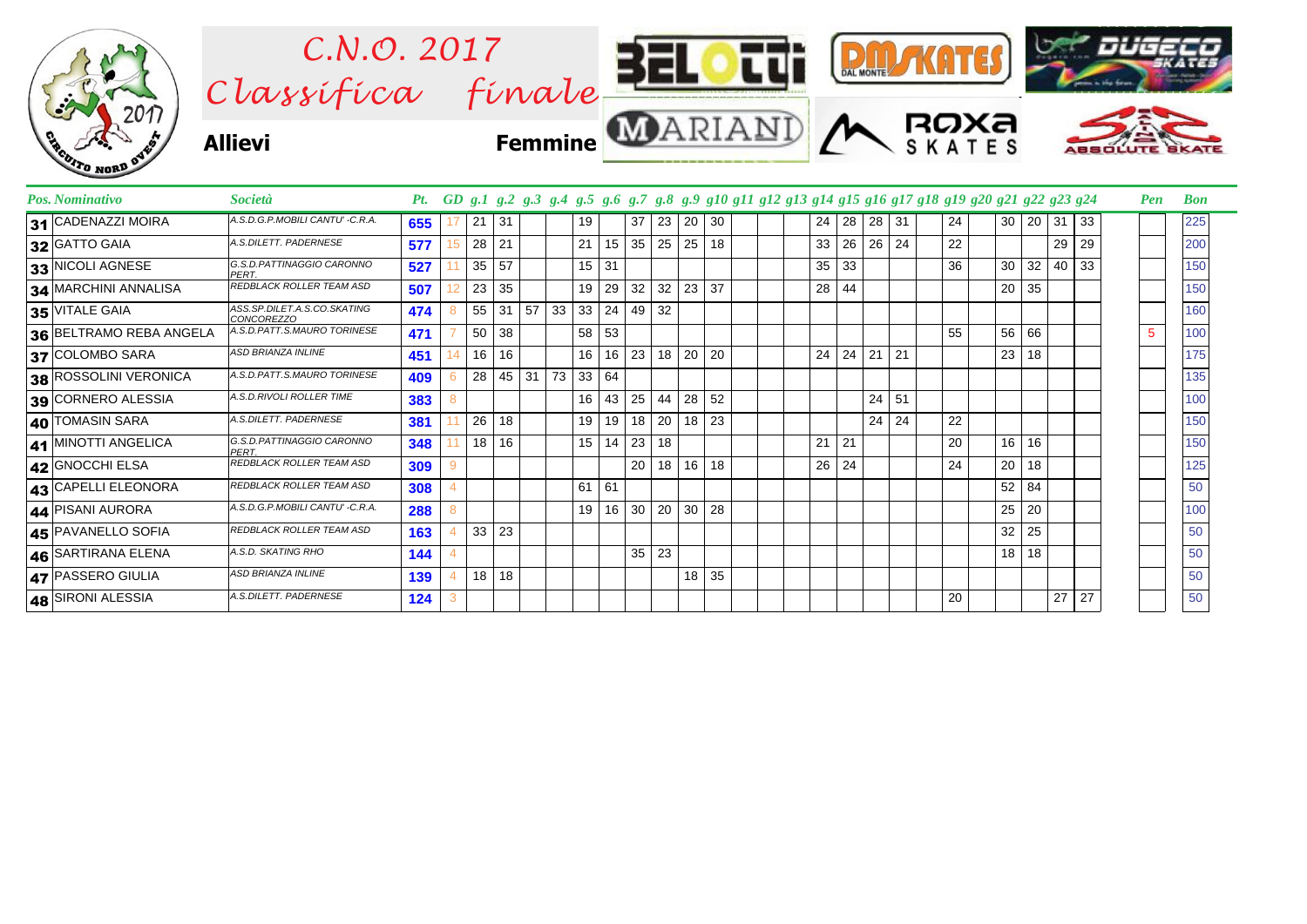# C.N.O. 2017 Classifica finale

**Allievi** **Femmine**

| Pos. | Nominativo | Società | Pt. | GD | g.1 | g.2 | g.3 | g.4 | g.5 | g.6 | g.7 | g.8 | g.9 | g10 | g11 | g12 | g13 | g14 | g15 | g16 | g17 | g18 | g19 | g20 | g21 | g22 | g23 | g24 | Pen | Bon |
|---|---|---|---|---|---|---|---|---|---|---|---|---|---|---|---|---|---|---|---|---|---|---|---|---|---|---|---|---|---|---|
| 31 | CADENAZZI MOIRA | A.S.D.G.P.MOBILI CANTU' -C.R.A. | 655 | 17 | 21 | 31 | | | 19 | | 37 | 23 | 20 | 30 | | | | 24 | 28 | 28 | 31 | | 24 | | 30 | 20 | 31 | 33 | | 225 |
| 32 | GATTO GAIA | A.S.DILETT. PADERNESE | 577 | 15 | 28 | 21 | | | 21 | 15 | 35 | 25 | 25 | 18 | | | | 33 | 26 | 26 | 24 | | 22 | | | | 29 | 29 | | 200 |
| 33 | NICOLI AGNESE | G.S.D.PATTINAGGIO CARONNO PERT. | 527 | 11 | 35 | 57 | | | 15 | 31 | | | | | | | | 35 | 33 | | | | 36 | | 30 | 32 | 40 | 33 | | 150 |
| 34 | MARCHINI ANNALISA | REDBLACK ROLLER TEAM ASD | 507 | 12 | 23 | 35 | | | 19 | 29 | 32 | 32 | 23 | 37 | | | | 28 | 44 | | | | | | 20 | 35 | | | | 150 |
| 35 | VITALE GAIA | ASS.SP.DILET.A.S.CO.SKATING CONCOREZZO | 474 | 8 | 55 | 31 | 57 | 33 | 33 | 24 | 49 | 32 | | | | | | | | | | | | | | | | | | 160 |
| 36 | BELTRAMO REBA ANGELA | A.S.D.PATT.S.MAURO TORINESE | 471 | 7 | 50 | 38 | | | 58 | 53 | | | | | | | | | | | | | 55 | | 56 | 66 | | | 5 | 100 |
| 37 | COLOMBO SARA | ASD BRIANZA INLINE | 451 | 14 | 16 | 16 | | | 16 | 16 | 23 | 18 | 20 | 20 | | | | 24 | 24 | 21 | 21 | | | | 23 | 18 | | | | 175 |
| 38 | ROSSOLINI VERONICA | A.S.D.PATT.S.MAURO TORINESE | 409 | 6 | 28 | 45 | 31 | 73 | 33 | 64 | | | | | | | | | | | | | | | | | | | | 135 |
| 39 | CORNERO ALESSIA | A.S.D.RIVOLI ROLLER TIME | 383 | 8 | | | | | 16 | 43 | 25 | 44 | 28 | 52 | | | | | | 24 | 51 | | | | | | | | | 100 |
| 40 | TOMASIN SARA | A.S.DILETT. PADERNESE | 381 | 11 | 26 | 18 | | | 19 | 19 | 18 | 20 | 18 | 23 | | | | | | 24 | 24 | | 22 | | | | | | | 150 |
| 41 | MINOTTI ANGELICA | G.S.D.PATTINAGGIO CARONNO PERT. | 348 | 11 | 18 | 16 | | | 15 | 14 | 23 | 18 | | | | | | 21 | 21 | | | | 20 | | 16 | 16 | | | | 150 |
| 42 | GNOCCHI ELSA | REDBLACK ROLLER TEAM ASD | 309 | 9 | | | | | | | 20 | 18 | 16 | 18 | | | | 26 | 24 | | | | 24 | | 20 | 18 | | | | 125 |
| 43 | CAPELLI ELEONORA | REDBLACK ROLLER TEAM ASD | 308 | 4 | | | | | 61 | 61 | | | | | | | | | | | | | | | 52 | 84 | | | | 50 |
| 44 | PISANI AURORA | A.S.D.G.P.MOBILI CANTU' -C.R.A. | 288 | 8 | | | | | 19 | 16 | 30 | 20 | 30 | 28 | | | | | | | | | | | 25 | 20 | | | | 100 |
| 45 | PAVANELLO SOFIA | REDBLACK ROLLER TEAM ASD | 163 | 4 | 33 | 23 | | | | | | | | | | | | | | | | | | | 32 | 25 | | | | 50 |
| 46 | SARTIRANA ELENA | A.S.D. SKATING RHO | 144 | 4 | | | | | | | 35 | 23 | | | | | | | | | | | | | 18 | 18 | | | | 50 |
| 47 | PASSERO GIULIA | ASD BRIANZA INLINE | 139 | 4 | 18 | 18 | | | | | | | 18 | 35 | | | | | | | | | | | | | | | | 50 |
| 48 | SIRONI ALESSIA | A.S.DILETT. PADERNESE | 124 | 3 | | | | | | | | | | | | | | | | | | | 20 | | | | 27 | 27 | | 50 |